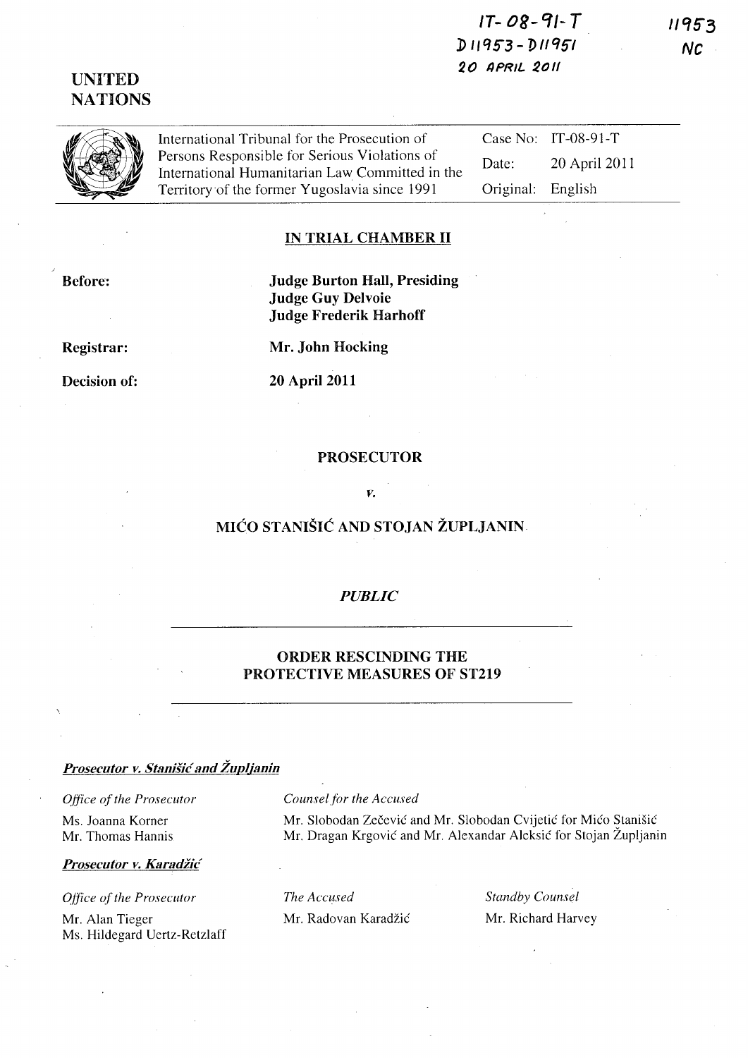IT-08-91-T
D11953-D11951
20 APRIL 2011

11953
NC

UNITED NATIONS

International Tribunal for the Prosecution of Persons Responsible for Serious Violations of International Humanitarian Law Committed in the Territory of the former Yugoslavia since 1991

| | |
|---|---|
| Case No: | IT-08-91-T |
| Date: | 20 April 2011 |
| Original: | English |

**IN TRIAL CHAMBER II**

**Before:** **Judge Burton Hall, Presiding**
**Judge Guy Delvoie**
**Judge Frederik Harhoff**

**Registrar:** **Mr. John Hocking**

**Decision of:** **20 April 2011**

**PROSECUTOR**

*v.*

**MIĆO STANIŠIĆ AND STOJAN ŽUPLJANIN**

*PUBLIC*

**ORDER RESCINDING THE PROTECTIVE MEASURES OF ST219**

***Prosecutor v. Stanišić and Župljanin***

*Office of the Prosecutor*

Ms. Joanna Korner
Mr. Thomas Hannis

*Counsel for the Accused*

Mr. Slobodan Zečević and Mr. Slobodan Cvijetić for Mićo Stanišić
Mr. Dragan Krgović and Mr. Alexandar Aleksić for Stojan Župljanin

***Prosecutor v. Karadžić***

*Office of the Prosecutor*

Mr. Alan Tieger
Ms. Hildegard Uertz-Retzlaff

*The Accused*

Mr. Radovan Karadžić

*Standby Counsel*

Mr. Richard Harvey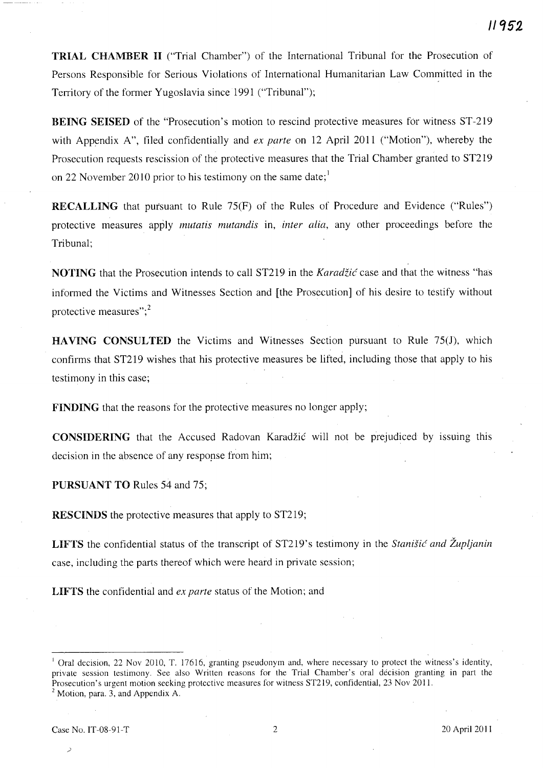**TRIAL CHAMBER II** ("Trial Chamber") of the International Tribunal for the Prosecution of Persons Responsible for Serious Violations of International Humanitarian Law Committed in the Territory of the former Yugoslavia since 1991 ("Tribunal");

**BEING SEISED** of the "Prosecution's motion to rescind protective measures for witness ST-219 with Appendix A", filed confidentially and *ex parte* on 12 April 2011 ("Motion"), whereby the Prosecution requests rescission of the protective measures that the Trial Chamber granted to ST219 on 22 November 2010 prior to his testimony on the same date;[1]

**RECALLING** that pursuant to Rule 75(F) of the Rules of Procedure and Evidence ("Rules") protective measures apply *mutatis mutandis* in, *inter alia*, any other proceedings before the Tribunal;

**NOTING** that the Prosecution intends to call ST219 in the *Karadžić* case and that the witness "has informed the Victims and Witnesses Section and [the Prosecution] of his desire to testify without protective measures";[2]

**HAVING CONSULTED** the Victims and Witnesses Section pursuant to Rule 75(J), which confirms that ST219 wishes that his protective measures be lifted, including those that apply to his testimony in this case;

**FINDING** that the reasons for the protective measures no longer apply;

**CONSIDERING** that the Accused Radovan Karadžić will not be prejudiced by issuing this decision in the absence of any response from him;

**PURSUANT TO** Rules 54 and 75;

**RESCINDS** the protective measures that apply to ST219;

**LIFTS** the confidential status of the transcript of ST219's testimony in the *Stanišić and Župljanin* case, including the parts thereof which were heard in private session;

**LIFTS** the confidential and *ex parte* status of the Motion; and

---

[1] Oral decision, 22 Nov 2010, T. 17616, granting pseudonym and, where necessary to protect the witness's identity, private session testimony. See also Written reasons for the Trial Chamber's oral decision granting in part the Prosecution's urgent motion seeking protective measures for witness ST219, confidential, 23 Nov 2011.

[2] Motion, para. 3, and Appendix A.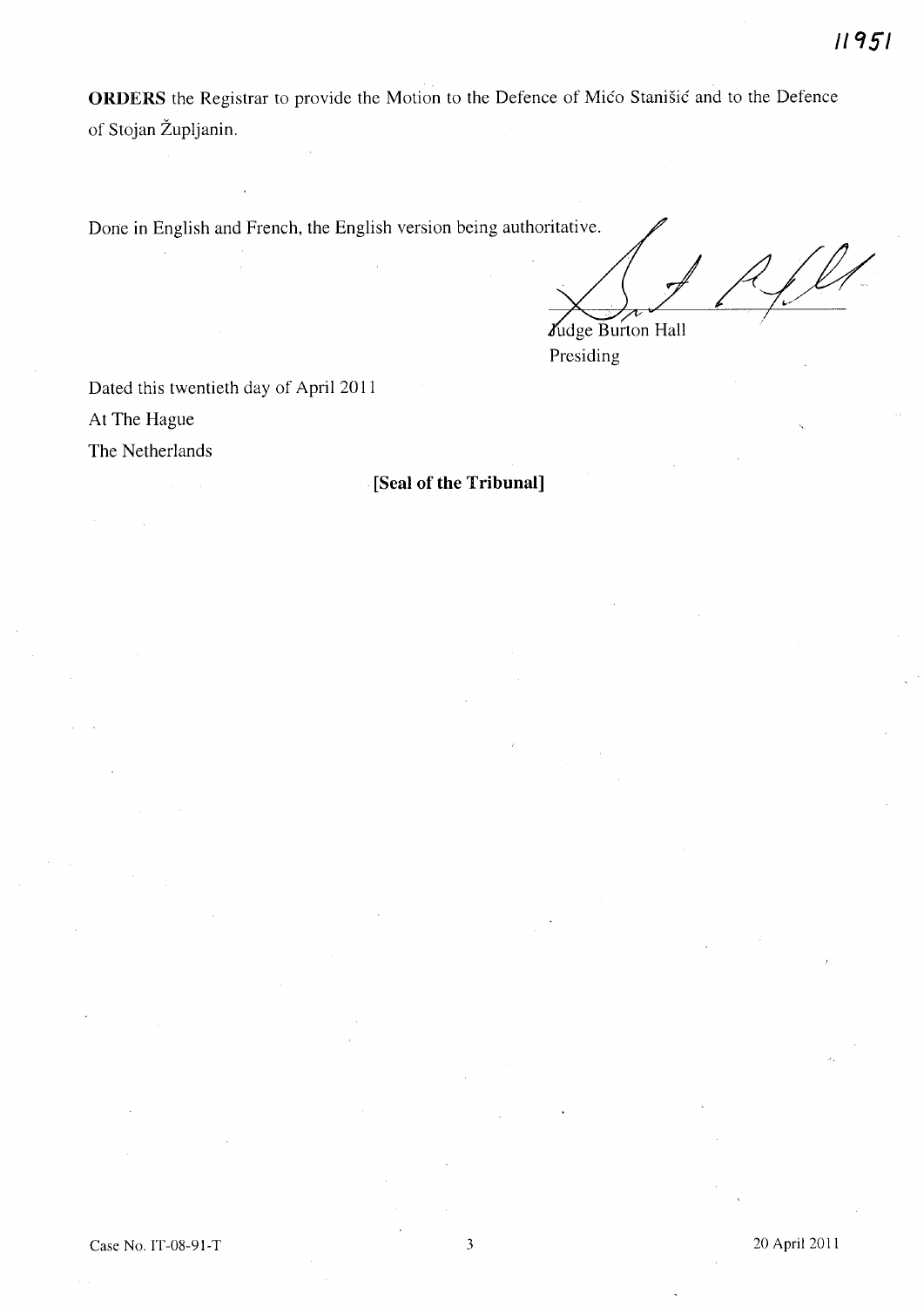**ORDERS** the Registrar to provide the Motion to the Defence of Mićo Stanišić and to the Defence of Stojan Župljanin.

Done in English and French, the English version being authoritative.

Judge Burton Hall
Presiding

Dated this twentieth day of April 2011
At The Hague
The Netherlands

**[Seal of the Tribunal]**